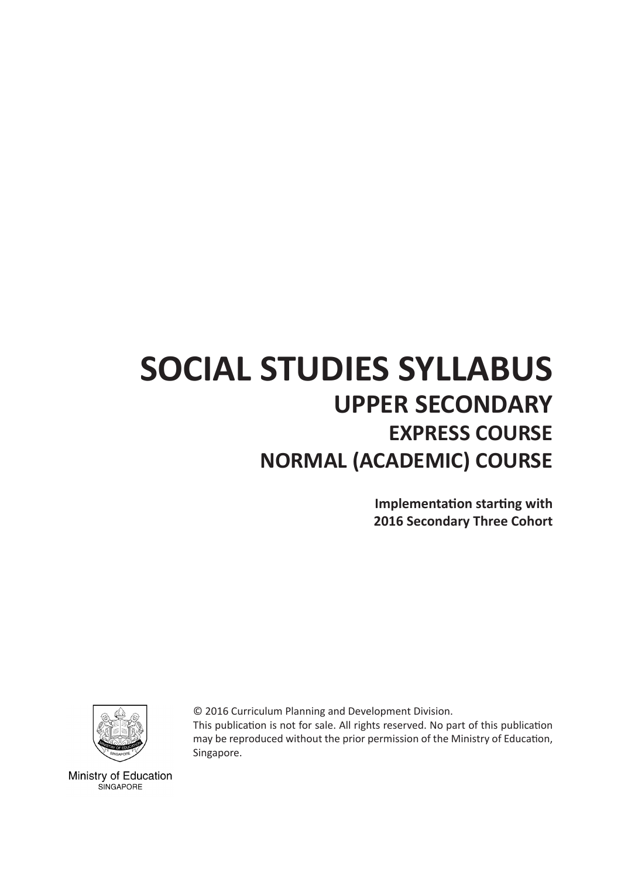# SOCIAL STUDIES SYLLABUS

## UPPER SECONDARY

### EXPRESS COURSE

### NORMAL (ACADEMIC) COURSE

**Implementation starting with 2016 Secondary Three Cohort**

© 2016 Curriculum Planning and Development Division.
This publication is not for sale. All rights reserved. No part of this publication may be reproduced without the prior permission of the Ministry of Education, Singapore.

Ministry of Education
SINGAPORE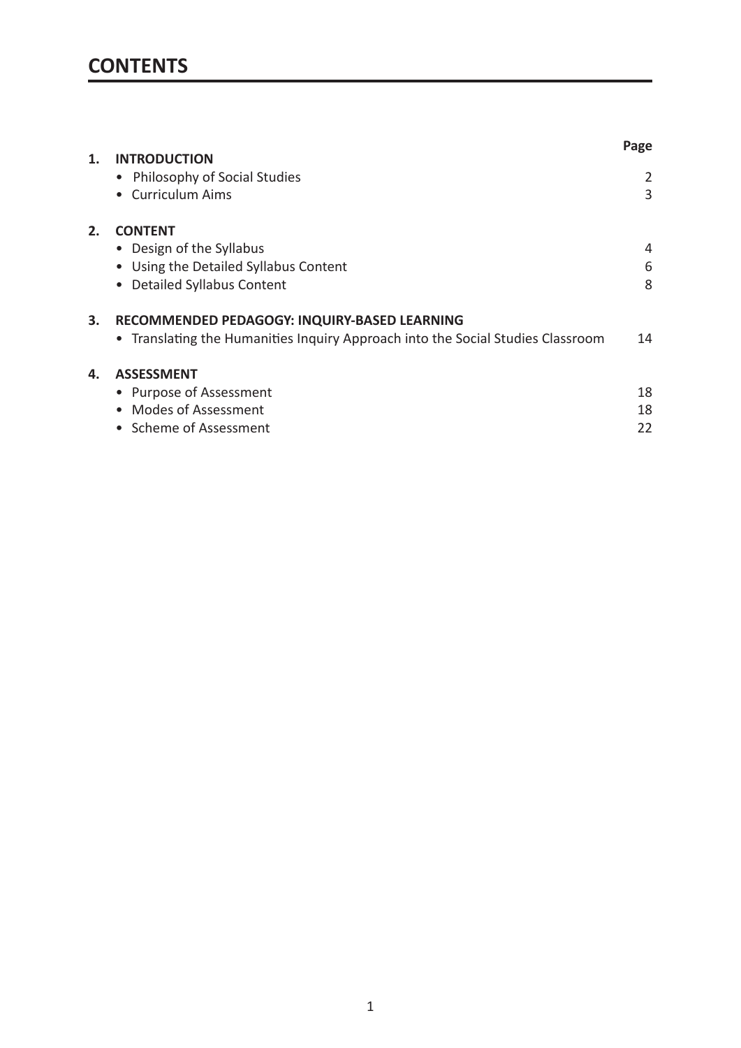# CONTENTS

| | | Page |
|---|---|---|
| **1.** | **INTRODUCTION** | |
| | • Philosophy of Social Studies | 2 |
| | • Curriculum Aims | 3 |
| **2.** | **CONTENT** | |
| | • Design of the Syllabus | 4 |
| | • Using the Detailed Syllabus Content | 6 |
| | • Detailed Syllabus Content | 8 |
| **3.** | **RECOMMENDED PEDAGOGY: INQUIRY-BASED LEARNING** | |
| | • Translating the Humanities Inquiry Approach into the Social Studies Classroom | 14 |
| **4.** | **ASSESSMENT** | |
| | • Purpose of Assessment | 18 |
| | • Modes of Assessment | 18 |
| | • Scheme of Assessment | 22 |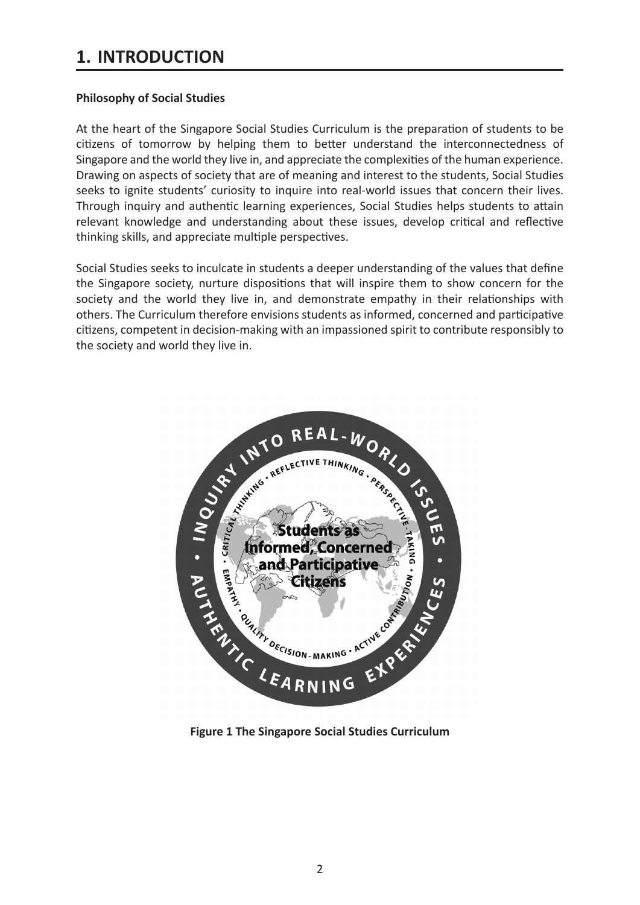# 1. INTRODUCTION

**Philosophy of Social Studies**

At the heart of the Singapore Social Studies Curriculum is the preparation of students to be citizens of tomorrow by helping them to better understand the interconnectedness of Singapore and the world they live in, and appreciate the complexities of the human experience. Drawing on aspects of society that are of meaning and interest to the students, Social Studies seeks to ignite students' curiosity to inquire into real-world issues that concern their lives. Through inquiry and authentic learning experiences, Social Studies helps students to attain relevant knowledge and understanding about these issues, develop critical and reflective thinking skills, and appreciate multiple perspectives.

Social Studies seeks to inculcate in students a deeper understanding of the values that define the Singapore society, nurture dispositions that will inspire them to show concern for the society and the world they live in, and demonstrate empathy in their relationships with others. The Curriculum therefore envisions students as informed, concerned and participative citizens, competent in decision-making with an impassioned spirit to contribute responsibly to the society and world they live in.

INQUIRY INTO REAL-WORLD ISSUES • AUTHENTIC LEARNING EXPERIENCES •

CRITICAL THINKING • REFLECTIVE THINKING • PERSPECTIVE-TAKING • ACTIVE CONTRIBUTION • QUALITY DECISION-MAKING • EMPATHY •

**Students as Informed, Concerned and Participative Citizens**

**Figure 1 The Singapore Social Studies Curriculum**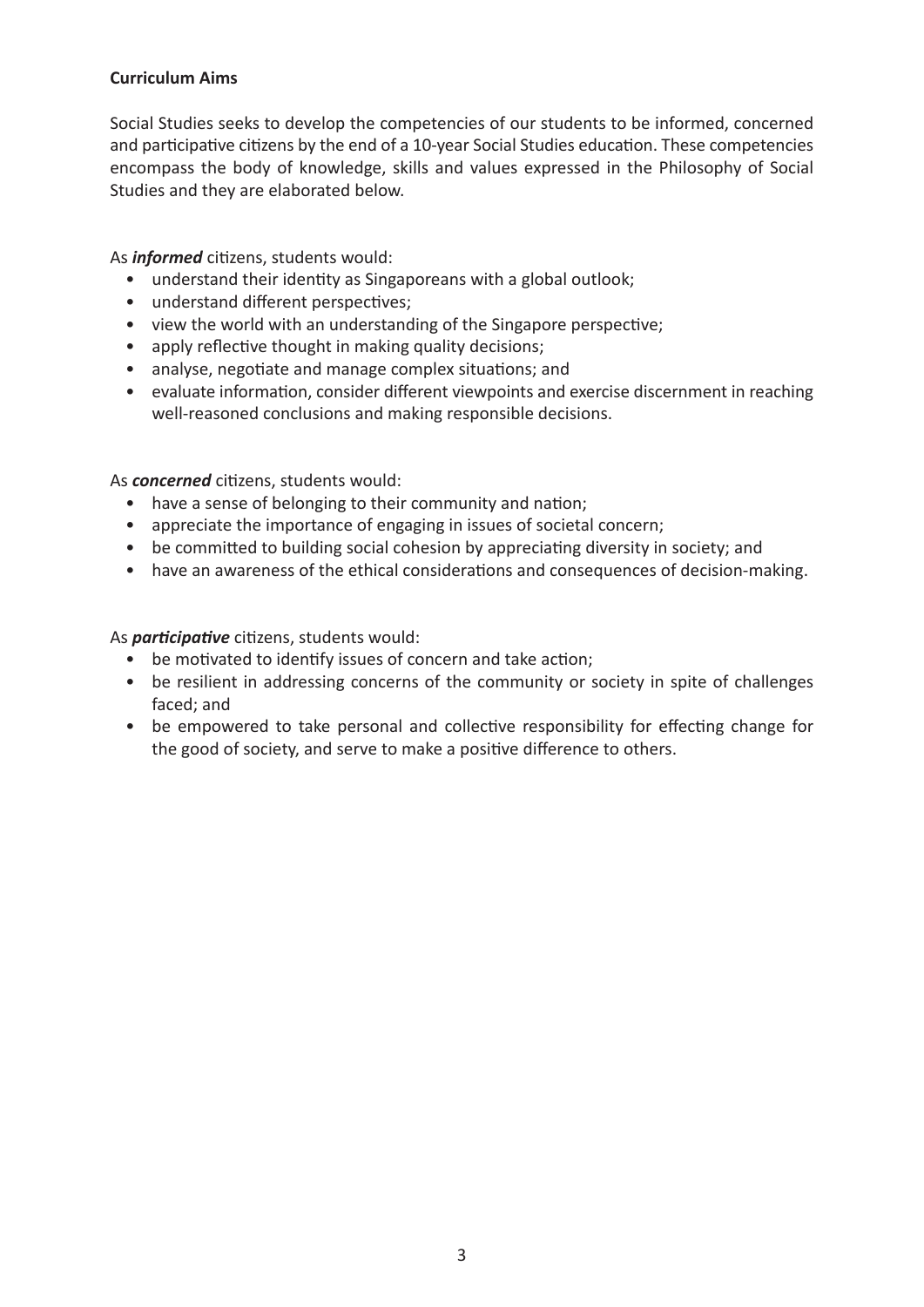**Curriculum Aims**

Social Studies seeks to develop the competencies of our students to be informed, concerned and participative citizens by the end of a 10-year Social Studies education. These competencies encompass the body of knowledge, skills and values expressed in the Philosophy of Social Studies and they are elaborated below.

As ***informed*** citizens, students would:

- understand their identity as Singaporeans with a global outlook;
- understand different perspectives;
- view the world with an understanding of the Singapore perspective;
- apply reflective thought in making quality decisions;
- analyse, negotiate and manage complex situations; and
- evaluate information, consider different viewpoints and exercise discernment in reaching well-reasoned conclusions and making responsible decisions.

As ***concerned*** citizens, students would:

- have a sense of belonging to their community and nation;
- appreciate the importance of engaging in issues of societal concern;
- be committed to building social cohesion by appreciating diversity in society; and
- have an awareness of the ethical considerations and consequences of decision-making.

As ***participative*** citizens, students would:

- be motivated to identify issues of concern and take action;
- be resilient in addressing concerns of the community or society in spite of challenges faced; and
- be empowered to take personal and collective responsibility for effecting change for the good of society, and serve to make a positive difference to others.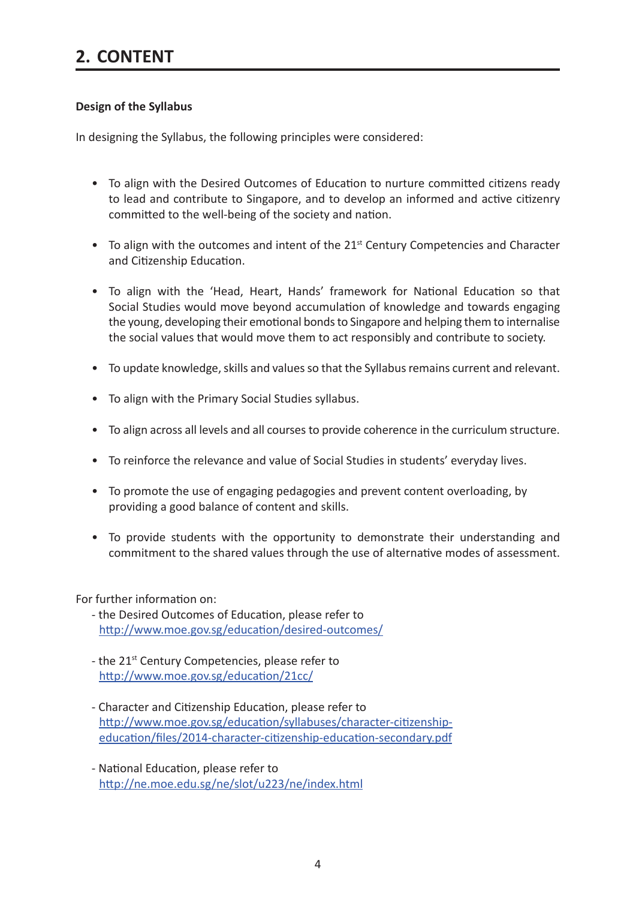## 2. CONTENT

**Design of the Syllabus**

In designing the Syllabus, the following principles were considered:

- To align with the Desired Outcomes of Education to nurture committed citizens ready to lead and contribute to Singapore, and to develop an informed and active citizenry committed to the well-being of the society and nation.
- To align with the outcomes and intent of the 21st Century Competencies and Character and Citizenship Education.
- To align with the 'Head, Heart, Hands' framework for National Education so that Social Studies would move beyond accumulation of knowledge and towards engaging the young, developing their emotional bonds to Singapore and helping them to internalise the social values that would move them to act responsibly and contribute to society.
- To update knowledge, skills and values so that the Syllabus remains current and relevant.
- To align with the Primary Social Studies syllabus.
- To align across all levels and all courses to provide coherence in the curriculum structure.
- To reinforce the relevance and value of Social Studies in students' everyday lives.
- To promote the use of engaging pedagogies and prevent content overloading, by providing a good balance of content and skills.
- To provide students with the opportunity to demonstrate their understanding and commitment to the shared values through the use of alternative modes of assessment.

For further information on:

- the Desired Outcomes of Education, please refer to http://www.moe.gov.sg/education/desired-outcomes/
- the 21st Century Competencies, please refer to http://www.moe.gov.sg/education/21cc/
- Character and Citizenship Education, please refer to http://www.moe.gov.sg/education/syllabuses/character-citizenship-education/files/2014-character-citizenship-education-secondary.pdf
- National Education, please refer to http://ne.moe.edu.sg/ne/slot/u223/ne/index.html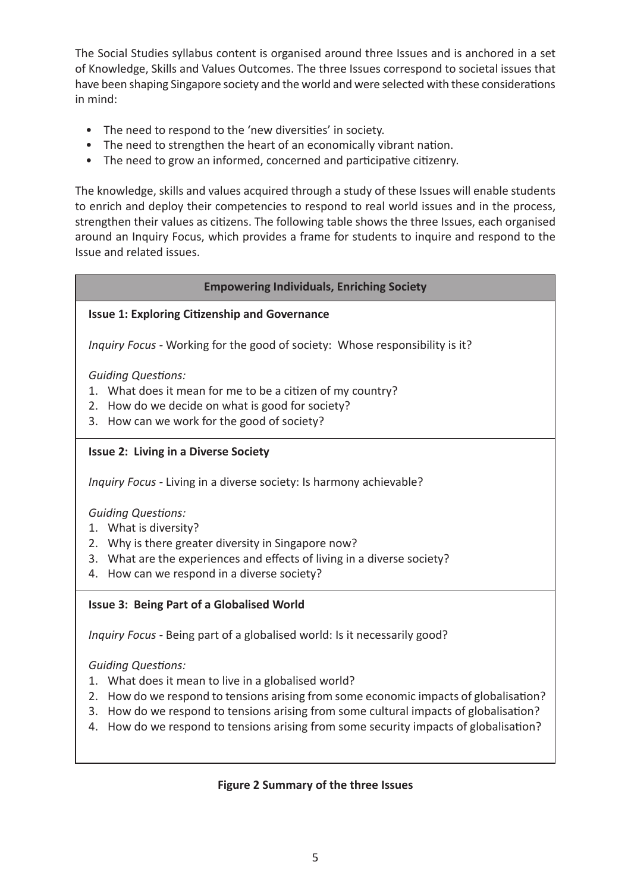The Social Studies syllabus content is organised around three Issues and is anchored in a set of Knowledge, Skills and Values Outcomes. The three Issues correspond to societal issues that have been shaping Singapore society and the world and were selected with these considerations in mind:

- The need to respond to the 'new diversities' in society.
- The need to strengthen the heart of an economically vibrant nation.
- The need to grow an informed, concerned and participative citizenry.

The knowledge, skills and values acquired through a study of these Issues will enable students to enrich and deploy their competencies to respond to real world issues and in the process, strengthen their values as citizens. The following table shows the three Issues, each organised around an Inquiry Focus, which provides a frame for students to inquire and respond to the Issue and related issues.

| **Empowering Individuals, Enriching Society** |
|---|
| **Issue 1: Exploring Citizenship and Governance**<br><br>*Inquiry Focus* - Working for the good of society: Whose responsibility is it?<br><br>*Guiding Questions:*<br>1. What does it mean for me to be a citizen of my country?<br>2. How do we decide on what is good for society?<br>3. How can we work for the good of society? |
| **Issue 2: Living in a Diverse Society**<br><br>*Inquiry Focus* - Living in a diverse society: Is harmony achievable?<br><br>*Guiding Questions:*<br>1. What is diversity?<br>2. Why is there greater diversity in Singapore now?<br>3. What are the experiences and effects of living in a diverse society?<br>4. How can we respond in a diverse society? |
| **Issue 3: Being Part of a Globalised World**<br><br>*Inquiry Focus* - Being part of a globalised world: Is it necessarily good?<br><br>*Guiding Questions:*<br>1. What does it mean to live in a globalised world?<br>2. How do we respond to tensions arising from some economic impacts of globalisation?<br>3. How do we respond to tensions arising from some cultural impacts of globalisation?<br>4. How do we respond to tensions arising from some security impacts of globalisation? |

**Figure 2 Summary of the three Issues**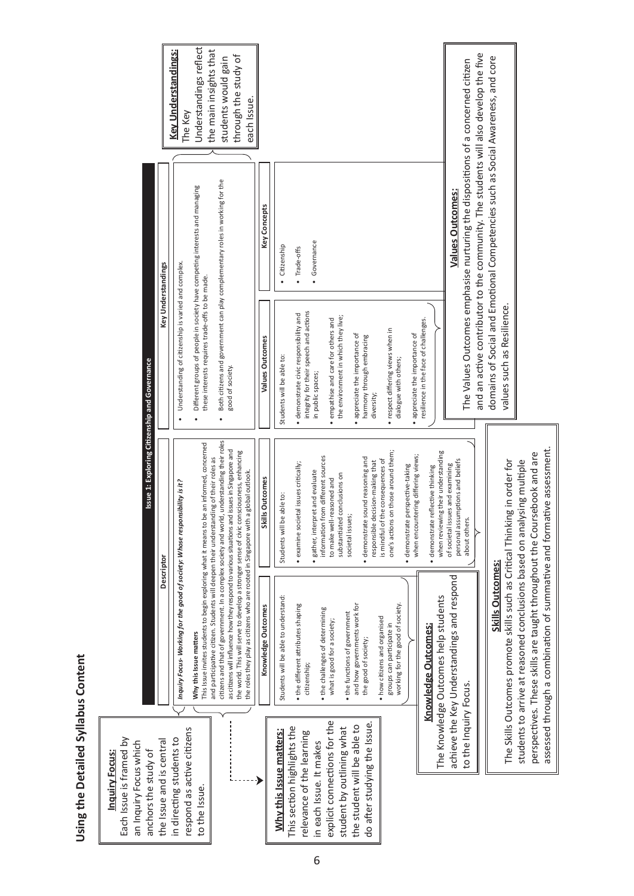# Using the Detailed Syllabus Content

**Inquiry Focus:**
Each Issue is framed by an Inquiry Focus which anchors the study of the Issue and is central in directing students to respond as active citizens to the Issue.

**Why this Issue matters:**
This section highlights the relevance of the learning in each Issue. It makes explicit connections for the student by outlining what the student will be able to do after studying the Issue.

**Key Understandings:**
The Key Understandings reflect the main insights that students would gain through the study of each Issue.

## Issue 1: Exploring Citizenship and Governance

| Descriptor | | | Key Understandings | |
|---|---|---|---|---|
| ***Inquiry Focus- Working for the good of society: Whose responsibility is it?***<br><br>**Why this Issue matters**<br>This Issue invites students to begin exploring what it means to be an informed, concerned and participative citizen. Students will deepen their understanding of their roles as citizens and that of government. In a complex society and world, understanding their roles as citizens will influence how they respond to various situations and issues in Singapore and the world. This will serve to develop a stronger sense of civic consciousness, enhancing the roles they play as citizens who are rooted in Singapore with a global outlook. | | | • Understanding of citizenship is varied and complex.<br>• Different groups of people in society have competing interests and managing these interests requires trade-offs to be made.<br>• Both citizens and government can play complementary roles in working for the good of society. | |
| **Knowledge Outcomes** | **Skills Outcomes** | **Values Outcomes** | **Key Concepts** | |
| Students will be able to understand:<br>• the different attributes shaping citizenship;<br>• the challenges of determining what is good for a society;<br>• the functions of government and how governments work for the good of society;<br>• how citizens and organised groups can participate in working for the good of society. | Students will be able to:<br>• examine societal issues critically;<br>• gather, interpret and evaluate information from different sources to make well-reasoned and substantiated conclusions on societal issues;<br>• demonstrate sound reasoning and responsible decision-making that is mindful of the consequences of one's actions on those around them;<br>• demonstrate perspective-taking when encountering differing views;<br>• demonstrate reflective thinking when reviewing their understanding of societal issues and examining personal assumptions and beliefs about others. | Students will be able to:<br>• demonstrate civic responsibility and integrity for their speech and actions in public spaces;<br>• empathise and care for others and the environment in which they live;<br>• appreciate the importance of harmony through embracing diversity;<br>• respect differing views when in dialogue with others;<br>• appreciate the importance of resilience in the face of challenges. | • Citizenship<br>• Trade-offs<br>• Governance | |

**Knowledge Outcomes:**
The Knowledge Outcomes help students achieve the Key Understandings and respond to the Inquiry Focus.

**Skills Outcomes:**
The Skills Outcomes promote skills such as Critical Thinking in order for students to arrive at reasoned conclusions based on analysing multiple perspectives. These skills are taught throughout the Coursebook and are assessed through a combination of summative and formative assessment.

**Values Outcomes:**
The Values Outcomes emphasise nurturing the dispositions of a concerned citizen and an active contributor to the community. The students will also develop the five domains of Social and Emotional Competencies such as Social Awareness, and core values such as Resilience.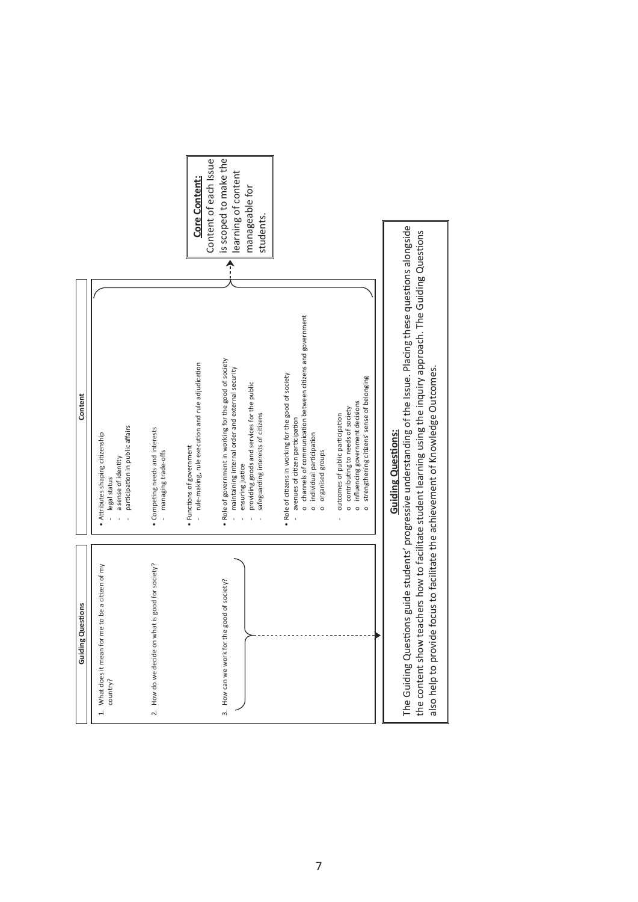| Guiding Questions | Content |
|---|---|
| 1. What does it mean for me to be a citizen of my country? | • Attributes shaping citizenship<br>- legal status<br>- a sense of identity<br>- participation in public affairs |
| 2. How do we decide on what is good for society? | • Competing needs and interests<br>- managing trade-offs<br><br>• Functions of government<br>- rule-making, rule execution and rule adjudication |
| 3. How can we work for the good of society? | • Role of government in working for the good of society<br>- maintaining internal order and external security<br>- ensuring justice<br>- providing goods and services for the public<br>- safeguarding interests of citizens<br><br>• Role of citizens in working for the good of society<br>- avenues of citizen participation<br>o channels of communication between citizens and government<br>o individual participation<br>o organised groups<br><br>- outcomes of public participation<br>o contributing to needs of society<br>o influencing government decisions<br>o strengthening citizens' sense of belonging |

**Core Content:**
Content of each Issue is scoped to make the learning of content manageable for students.

**Guiding Questions:**
The Guiding Questions guide students' progressive understanding of the Issue. Placing these questions alongside the content show teachers how to facilitate student learning using the inquiry approach. The Guiding Questions also help to provide focus to facilitate the achievement of Knowledge Outcomes.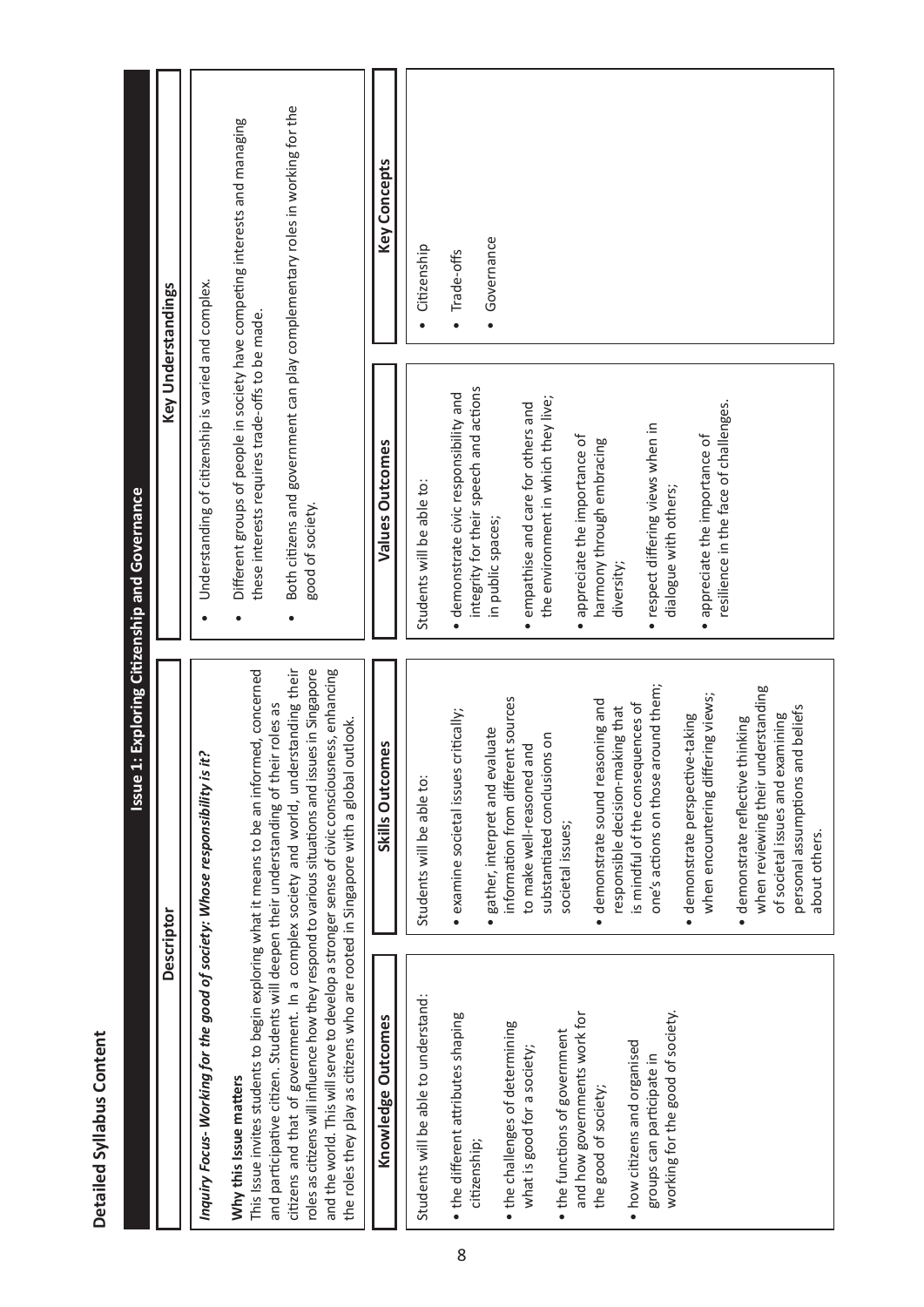# Detailed Syllabus Content

## Issue 1: Exploring Citizenship and Governance

| Descriptor | Key Understandings |
| --- | --- |
| *Inquiry Focus- Working for the good of society: Whose responsibility is it?*<br><br>**Why this Issue matters**<br>This Issue invites students to begin exploring what it means to be an informed, concerned and participative citizen. Students will deepen their understanding of their roles as citizens and that of government. In a complex society and world, understanding their roles as citizens will influence how they respond to various situations and issues in Singapore and the world. This will serve to develop a stronger sense of civic consciousness, enhancing the roles they play as citizens who are rooted in Singapore with a global outlook. | • Understanding of citizenship is varied and complex.<br><br>• Different groups of people in society have competing interests and managing these interests requires trade-offs to be made.<br><br>• Both citizens and government can play complementary roles in working for the good of society. |

| Knowledge Outcomes | Skills Outcomes | Values Outcomes | Key Concepts |
| --- | --- | --- | --- |
| Students will be able to understand:<br><br>• the different attributes shaping citizenship;<br><br>• the challenges of determining what is good for a society;<br><br>• the functions of government and how governments work for the good of society;<br><br>• how citizens and organised groups can participate in working for the good of society. | Students will be able to:<br><br>• examine societal issues critically;<br><br>• gather, interpret and evaluate information from different sources to make well-reasoned and substantiated conclusions on societal issues;<br><br>• demonstrate sound reasoning and responsible decision-making that is mindful of the consequences of one's actions on those around them;<br><br>• demonstrate perspective-taking when encountering differing views;<br><br>• demonstrate reflective thinking when reviewing their understanding of societal issues and examining personal assumptions and beliefs about others. | Students will be able to:<br><br>• demonstrate civic responsibility and integrity for their speech and actions in public spaces;<br><br>• empathise and care for others and the environment in which they live;<br><br>• appreciate the importance of harmony through embracing diversity;<br><br>• respect differing views when in dialogue with others;<br><br>• appreciate the importance of resilience in the face of challenges. | • Citizenship<br><br>• Trade-offs<br><br>• Governance |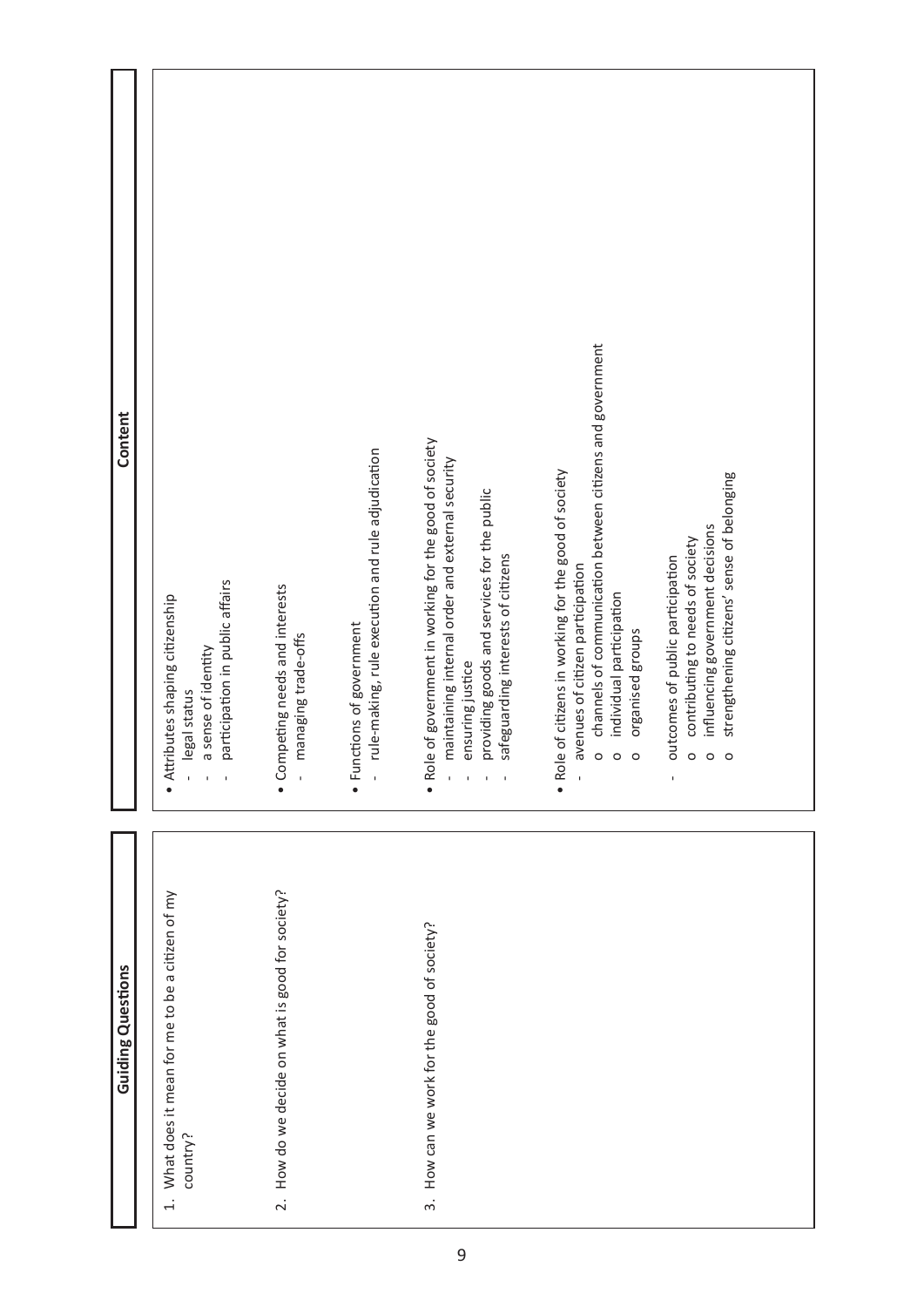| Guiding Questions | Content |
| --- | --- |
| 1. What does it mean for me to be a citizen of my country? | • Attributes shaping citizenship<br>- legal status<br>- a sense of identity<br>- participation in public affairs |
| 2. How do we decide on what is good for society? | • Competing needs and interests<br>- managing trade-offs<br><br>• Functions of government<br>- rule-making, rule execution and rule adjudication<br><br>• Role of government in working for the good of society<br>- maintaining internal order and external security<br>- ensuring justice<br>- providing goods and services for the public<br>- safeguarding interests of citizens |
| 3. How can we work for the good of society? | • Role of citizens in working for the good of society<br>- avenues of citizen participation<br>o channels of communication between citizens and government<br>o individual participation<br>o organised groups<br><br>- outcomes of public participation<br>o contributing to needs of society<br>o influencing government decisions<br>o strengthening citizens' sense of belonging |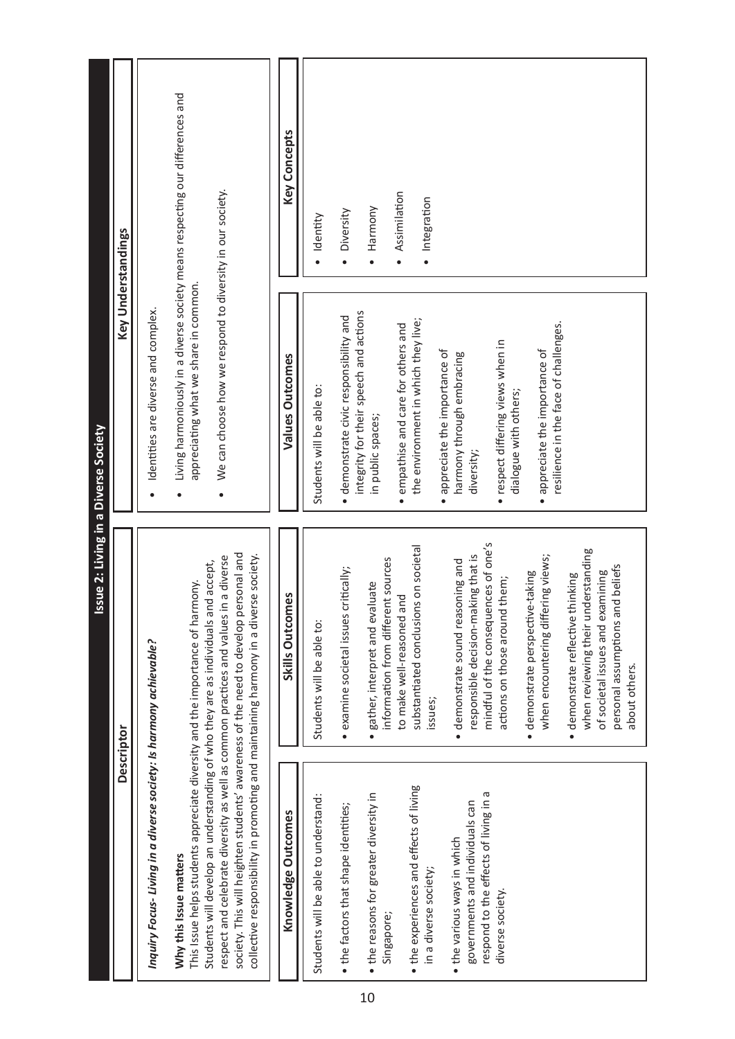# Issue 2: Living in a Diverse Society

| Descriptor | Key Understandings |
|---|---|
| *Inquiry Focus- Living in a diverse society: Is harmony achievable?*<br><br>**Why this Issue matters**<br>This Issue helps students appreciate diversity and the importance of harmony. Students will develop an understanding of who they are as individuals and accept, respect and celebrate diversity as well as common practices and values in a diverse society. This will heighten students' awareness of the need to develop personal and collective responsibility in promoting and maintaining harmony in a diverse society. | • Identities are diverse and complex.<br>• Living harmoniously in a diverse society means respecting our differences and appreciating what we share in common.<br>• We can choose how we respond to diversity in our society. |

| Knowledge Outcomes | Skills Outcomes | Values Outcomes | Key Concepts |
|---|---|---|---|
| Students will be able to understand:<br>• the factors that shape identities;<br>• the reasons for greater diversity in Singapore;<br>• the experiences and effects of living in a diverse society;<br>• the various ways in which governments and individuals can respond to the effects of living in a diverse society. | Students will be able to:<br>• examine societal issues critically;<br>• gather, interpret and evaluate information from different sources to make well-reasoned and substantiated conclusions on societal issues;<br>• demonstrate sound reasoning and responsible decision-making that is mindful of the consequences of one's actions on those around them;<br>• demonstrate perspective-taking when encountering differing views;<br>• demonstrate reflective thinking when reviewing their understanding of societal issues and examining personal assumptions and beliefs about others. | Students will be able to:<br>• demonstrate civic responsibility and integrity for their speech and actions in public spaces;<br>• empathise and care for others and the environment in which they live;<br>• appreciate the importance of harmony through embracing diversity;<br>• respect differing views when in dialogue with others;<br>• appreciate the importance of resilience in the face of challenges. | • Identity<br>• Diversity<br>• Harmony<br>• Assimilation<br>• Integration |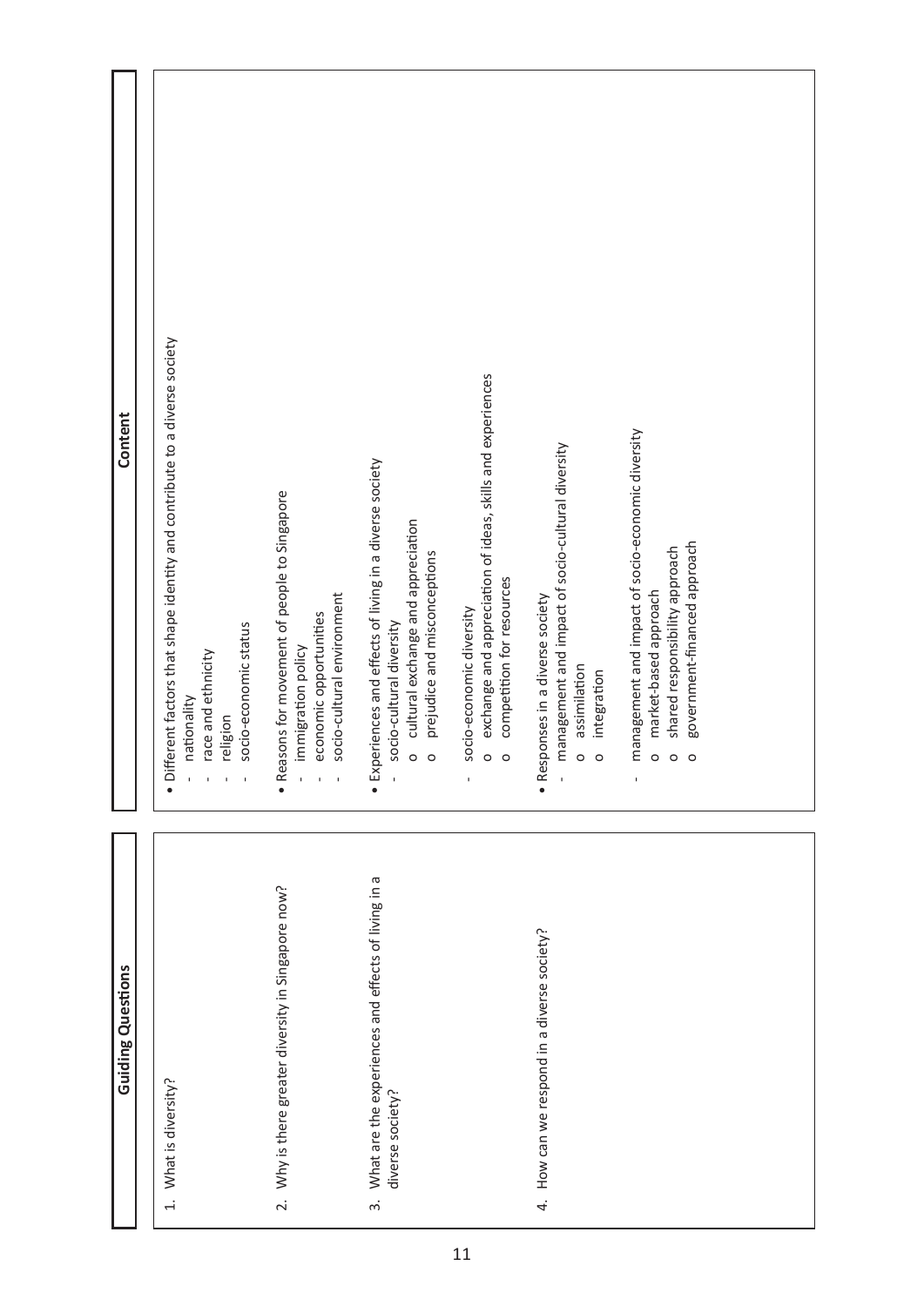| Guiding Questions | Content |
|---|---|
| 1. What is diversity? | • Different factors that shape identity and contribute to a diverse society<br>- nationality<br>- race and ethnicity<br>- religion<br>- socio-economic status |
| 2. Why is there greater diversity in Singapore now? | • Reasons for movement of people to Singapore<br>- immigration policy<br>- economic opportunities<br>- socio-cultural environment |
| 3. What are the experiences and effects of living in a diverse society? | • Experiences and effects of living in a diverse society<br>- socio-cultural diversity<br>o cultural exchange and appreciation<br>o prejudice and misconceptions<br><br>- socio-economic diversity<br>o exchange and appreciation of ideas, skills and experiences<br>o competition for resources |
| 4. How can we respond in a diverse society? | • Responses in a diverse society<br>- management and impact of socio-cultural diversity<br>o assimilation<br>o integration<br><br>- management and impact of socio-economic diversity<br>o market-based approach<br>o shared responsibility approach<br>o government-financed approach |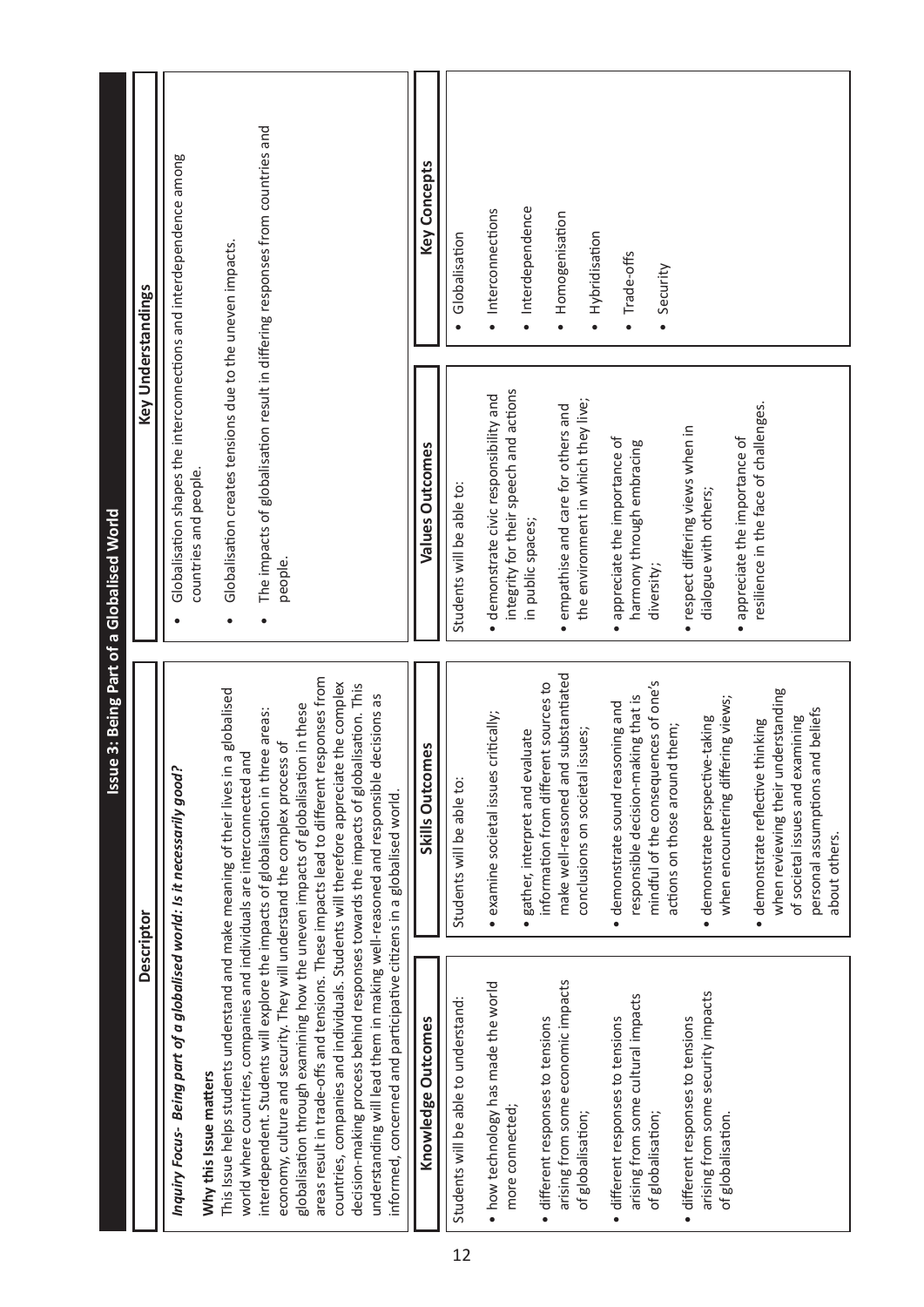# Issue 3: Being Part of a Globalised World

| Descriptor | Key Understandings |
|---|---|
| ***Inquiry Focus- Being part of a globalised world: Is it necessarily good?*** <br><br> **Why this Issue matters** <br> This Issue helps students understand and make meaning of their lives in a globalised world where countries, companies and individuals are interconnected and interdependent. Students will explore the impacts of globalisation in three areas: economy, culture and security. They will understand the complex process of globalisation through examining how the uneven impacts of globalisation in these areas result in trade-offs and tensions. These impacts lead to different responses from countries, companies and individuals. Students will therefore appreciate the complex decision-making process behind responses towards the impacts of globalisation. This understanding will lead them in making well-reasoned and responsible decisions as informed, concerned and participative citizens in a globalised world. | • Globalisation shapes the interconnections and interdependence among countries and people. <br> • Globalisation creates tensions due to the uneven impacts. <br> • The impacts of globalisation result in differing responses from countries and people. |

| Knowledge Outcomes | Skills Outcomes | Values Outcomes | Key Concepts |
|---|---|---|---|
| Students will be able to understand: <br> • how technology has made the world more connected; <br> • different responses to tensions arising from some economic impacts of globalisation; <br> • different responses to tensions arising from some cultural impacts of globalisation; <br> • different responses to tensions arising from some security impacts of globalisation. | Students will be able to: <br> • examine societal issues critically; <br> • gather, interpret and evaluate information from different sources to make well-reasoned and substantiated conclusions on societal issues; <br> • demonstrate sound reasoning and responsible decision-making that is mindful of the consequences of one's actions on those around them; <br> • demonstrate perspective-taking when encountering differing views; <br> • demonstrate reflective thinking when reviewing their understanding of societal issues and examining personal assumptions and beliefs about others. | Students will be able to: <br> • demonstrate civic responsibility and integrity for their speech and actions in public spaces; <br> • empathise and care for others and the environment in which they live; <br> • appreciate the importance of harmony through embracing diversity; <br> • respect differing views when in dialogue with others; <br> • appreciate the importance of resilience in the face of challenges. | • Globalisation <br> • Interconnections <br> • Interdependence <br> • Homogenisation <br> • Hybridisation <br> • Trade-offs <br> • Security |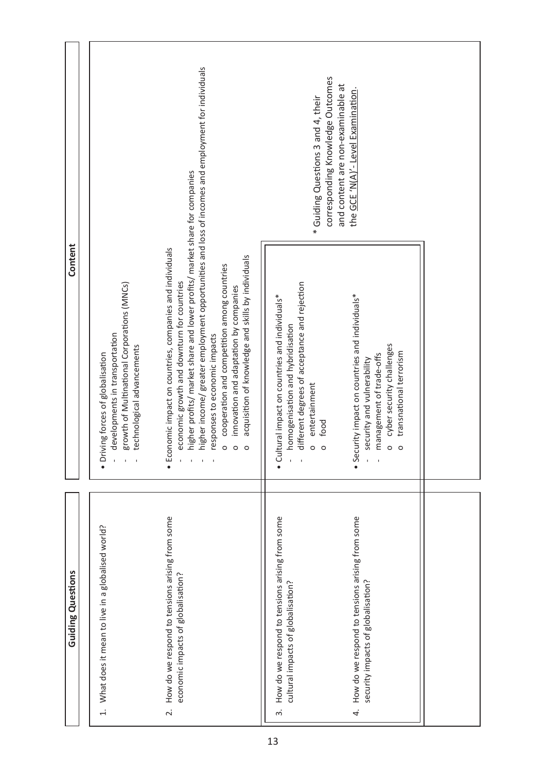| Guiding Questions | Content |
|---|---|
| 1. What does it mean to live in a globalised world? | • Driving forces of globalisation<br>- developments in transportation<br>- growth of Multinational Corporations (MNCs)<br>- technological advancements |
| 2. How do we respond to tensions arising from some economic impacts of globalisation? | • Economic impact on countries, companies and individuals<br>- economic growth and downturn for countries<br>- higher profits/ market share and lower profits/ market share for companies<br>- higher income/ greater employment opportunities and loss of incomes and employment for individuals<br>- responses to economic impacts<br>o cooperation and competition among countries<br>o innovation and adaptation by companies<br>o acquisition of knowledge and skills by individuals |
| 3. How do we respond to tensions arising from some cultural impacts of globalisation? | • Cultural impact on countries and individuals*<br>- homogenisation and hybridisation<br>- different degrees of acceptance and rejection<br>o entertainment<br>o food |
| 4. How do we respond to tensions arising from some security impacts of globalisation? | • Security impact on countries and individuals*<br>- security and vulnerability<br>- management of trade-offs<br>o cyber security challenges<br>o transnational terrorism |

\* Guiding Questions 3 and 4, their corresponding Knowledge Outcomes and content are non-examinable at the GCE 'N(A)'- Level Examination.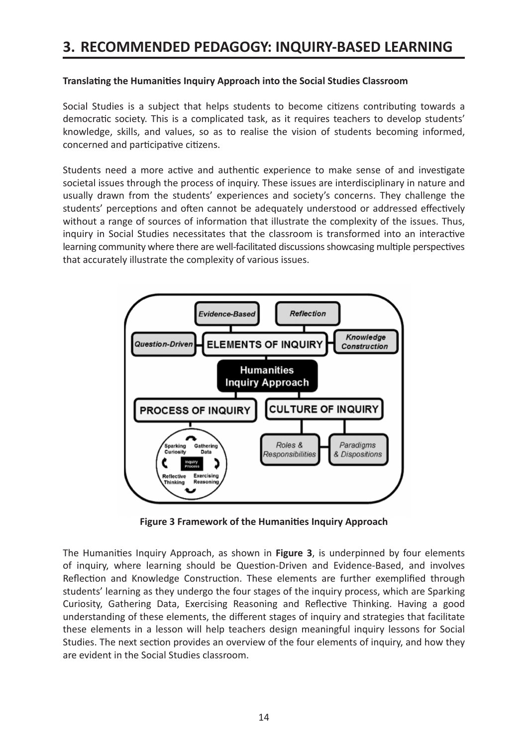# 3. RECOMMENDED PEDAGOGY: INQUIRY-BASED LEARNING

**Translating the Humanities Inquiry Approach into the Social Studies Classroom**

Social Studies is a subject that helps students to become citizens contributing towards a democratic society. This is a complicated task, as it requires teachers to develop students' knowledge, skills, and values, so as to realise the vision of students becoming informed, concerned and participative citizens.

Students need a more active and authentic experience to make sense of and investigate societal issues through the process of inquiry. These issues are interdisciplinary in nature and usually drawn from the students' experiences and society's concerns. They challenge the students' perceptions and often cannot be adequately understood or addressed effectively without a range of sources of information that illustrate the complexity of the issues. Thus, inquiry in Social Studies necessitates that the classroom is transformed into an interactive learning community where there are well-facilitated discussions showcasing multiple perspectives that accurately illustrate the complexity of various issues.

**Figure 3 Framework of the Humanities Inquiry Approach**

The Humanities Inquiry Approach, as shown in **Figure 3**, is underpinned by four elements of inquiry, where learning should be Question-Driven and Evidence-Based, and involves Reflection and Knowledge Construction. These elements are further exemplified through students' learning as they undergo the four stages of the inquiry process, which are Sparking Curiosity, Gathering Data, Exercising Reasoning and Reflective Thinking. Having a good understanding of these elements, the different stages of inquiry and strategies that facilitate these elements in a lesson will help teachers design meaningful inquiry lessons for Social Studies. The next section provides an overview of the four elements of inquiry, and how they are evident in the Social Studies classroom.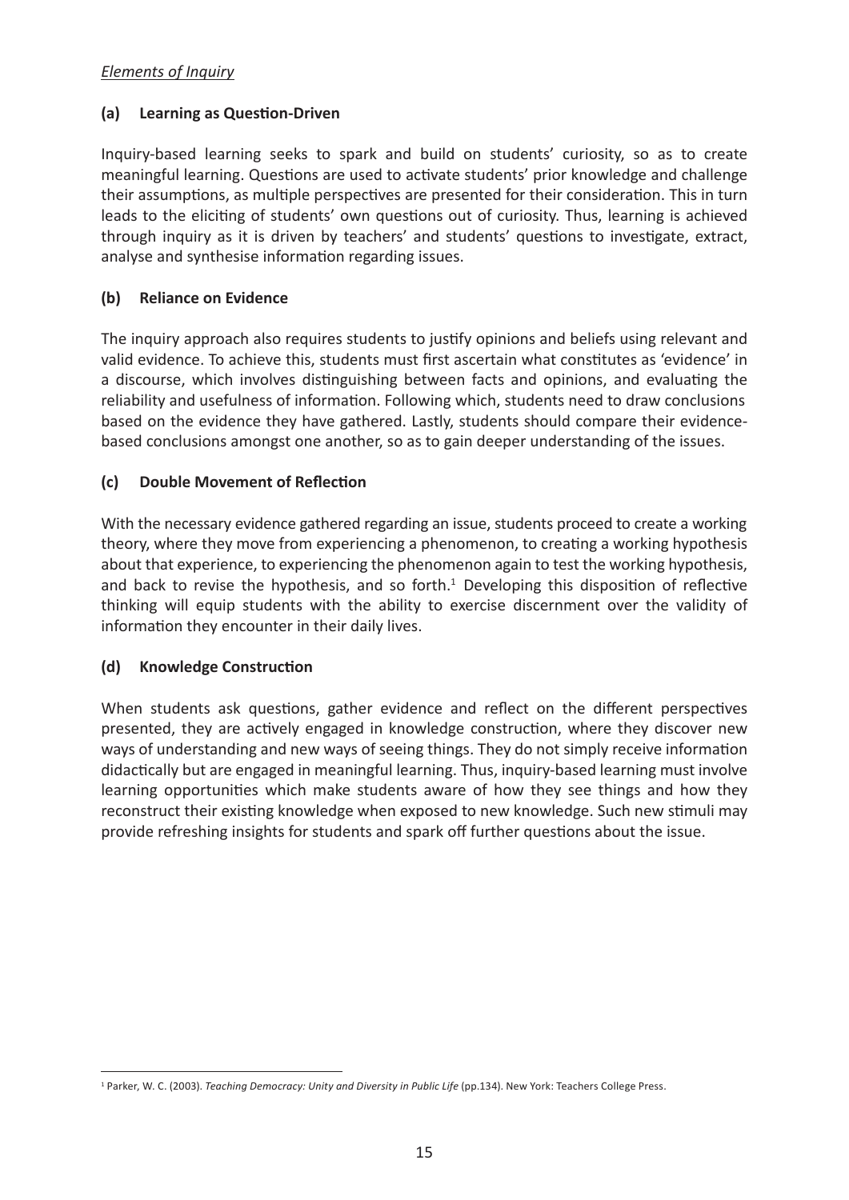*Elements of Inquiry*

**(a) Learning as Question-Driven**

Inquiry-based learning seeks to spark and build on students' curiosity, so as to create meaningful learning. Questions are used to activate students' prior knowledge and challenge their assumptions, as multiple perspectives are presented for their consideration. This in turn leads to the eliciting of students' own questions out of curiosity. Thus, learning is achieved through inquiry as it is driven by teachers' and students' questions to investigate, extract, analyse and synthesise information regarding issues.

**(b) Reliance on Evidence**

The inquiry approach also requires students to justify opinions and beliefs using relevant and valid evidence. To achieve this, students must first ascertain what constitutes as 'evidence' in a discourse, which involves distinguishing between facts and opinions, and evaluating the reliability and usefulness of information. Following which, students need to draw conclusions based on the evidence they have gathered. Lastly, students should compare their evidence-based conclusions amongst one another, so as to gain deeper understanding of the issues.

**(c) Double Movement of Reflection**

With the necessary evidence gathered regarding an issue, students proceed to create a working theory, where they move from experiencing a phenomenon, to creating a working hypothesis about that experience, to experiencing the phenomenon again to test the working hypothesis, and back to revise the hypothesis, and so forth.[1] Developing this disposition of reflective thinking will equip students with the ability to exercise discernment over the validity of information they encounter in their daily lives.

**(d) Knowledge Construction**

When students ask questions, gather evidence and reflect on the different perspectives presented, they are actively engaged in knowledge construction, where they discover new ways of understanding and new ways of seeing things. They do not simply receive information didactically but are engaged in meaningful learning. Thus, inquiry-based learning must involve learning opportunities which make students aware of how they see things and how they reconstruct their existing knowledge when exposed to new knowledge. Such new stimuli may provide refreshing insights for students and spark off further questions about the issue.

[1] Parker, W. C. (2003). *Teaching Democracy: Unity and Diversity in Public Life* (pp.134). New York: Teachers College Press.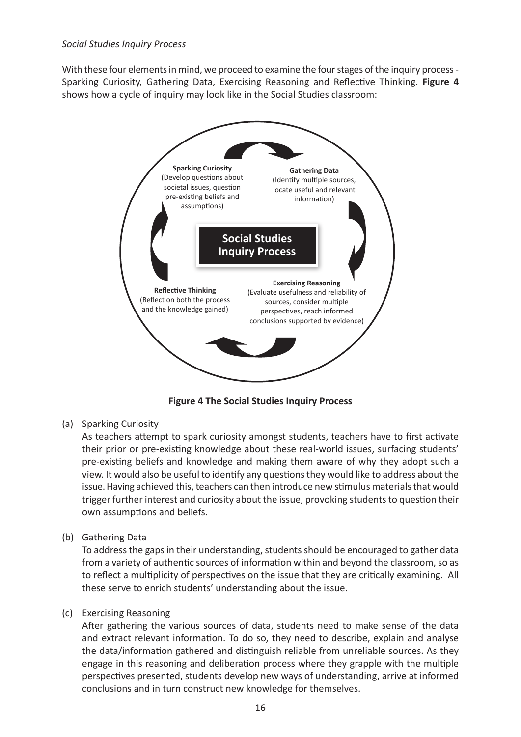*Social Studies Inquiry Process*

With these four elements in mind, we proceed to examine the four stages of the inquiry process - Sparking Curiosity, Gathering Data, Exercising Reasoning and Reflective Thinking. **Figure 4** shows how a cycle of inquiry may look like in the Social Studies classroom:

**Social Studies Inquiry Process**

**Sparking Curiosity** (Develop questions about societal issues, question pre-existing beliefs and assumptions)

**Gathering Data** (Identify multiple sources, locate useful and relevant information)

**Exercising Reasoning** (Evaluate usefulness and reliability of sources, consider multiple perspectives, reach informed conclusions supported by evidence)

**Reflective Thinking** (Reflect on both the process and the knowledge gained)

**Figure 4 The Social Studies Inquiry Process**

(a) Sparking Curiosity

As teachers attempt to spark curiosity amongst students, teachers have to first activate their prior or pre-existing knowledge about these real-world issues, surfacing students' pre-existing beliefs and knowledge and making them aware of why they adopt such a view. It would also be useful to identify any questions they would like to address about the issue. Having achieved this, teachers can then introduce new stimulus materials that would trigger further interest and curiosity about the issue, provoking students to question their own assumptions and beliefs.

(b) Gathering Data

To address the gaps in their understanding, students should be encouraged to gather data from a variety of authentic sources of information within and beyond the classroom, so as to reflect a multiplicity of perspectives on the issue that they are critically examining. All these serve to enrich students' understanding about the issue.

(c) Exercising Reasoning

After gathering the various sources of data, students need to make sense of the data and extract relevant information. To do so, they need to describe, explain and analyse the data/information gathered and distinguish reliable from unreliable sources. As they engage in this reasoning and deliberation process where they grapple with the multiple perspectives presented, students develop new ways of understanding, arrive at informed conclusions and in turn construct new knowledge for themselves.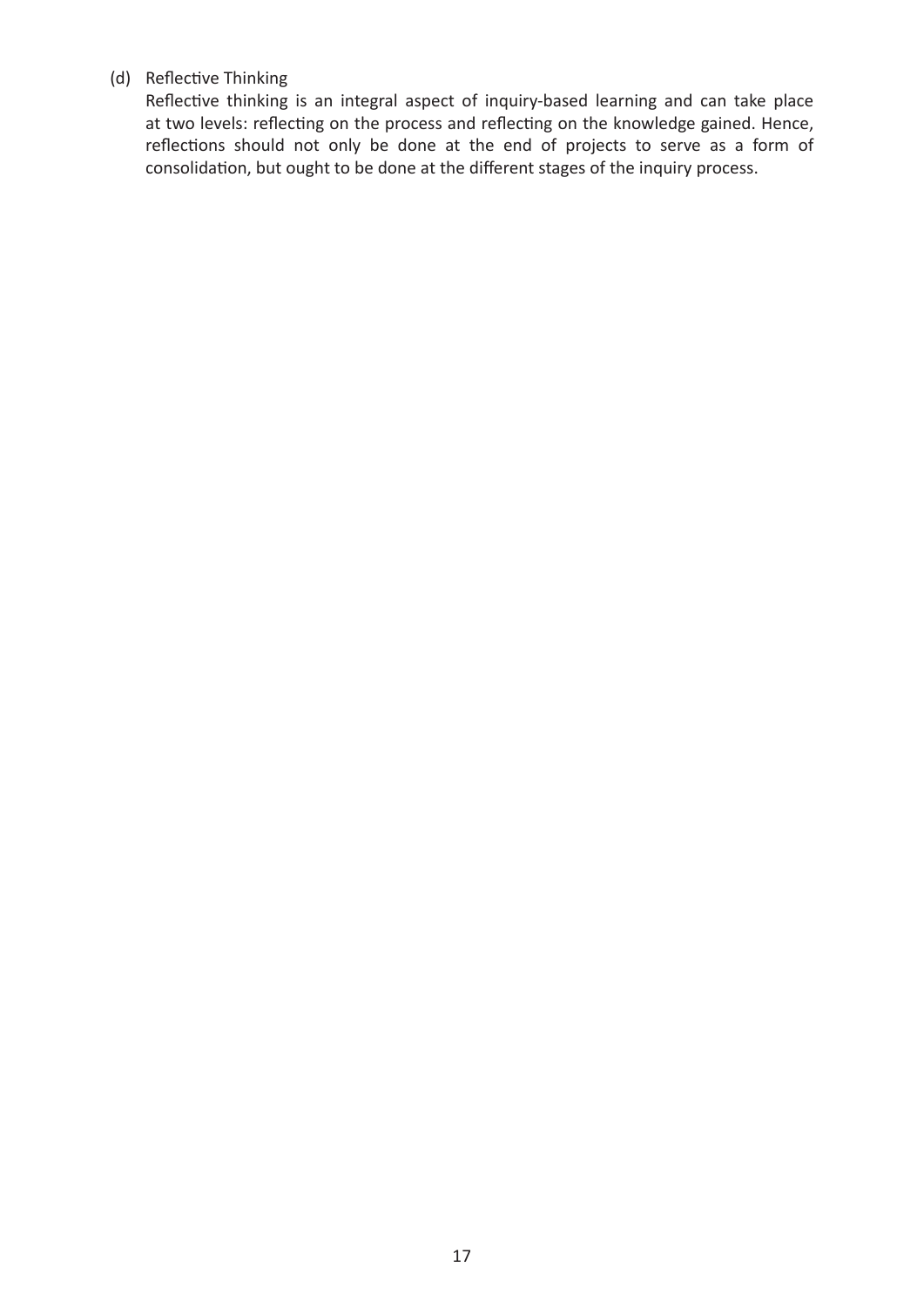(d) Reflective Thinking

Reflective thinking is an integral aspect of inquiry-based learning and can take place at two levels: reflecting on the process and reflecting on the knowledge gained. Hence, reflections should not only be done at the end of projects to serve as a form of consolidation, but ought to be done at the different stages of the inquiry process.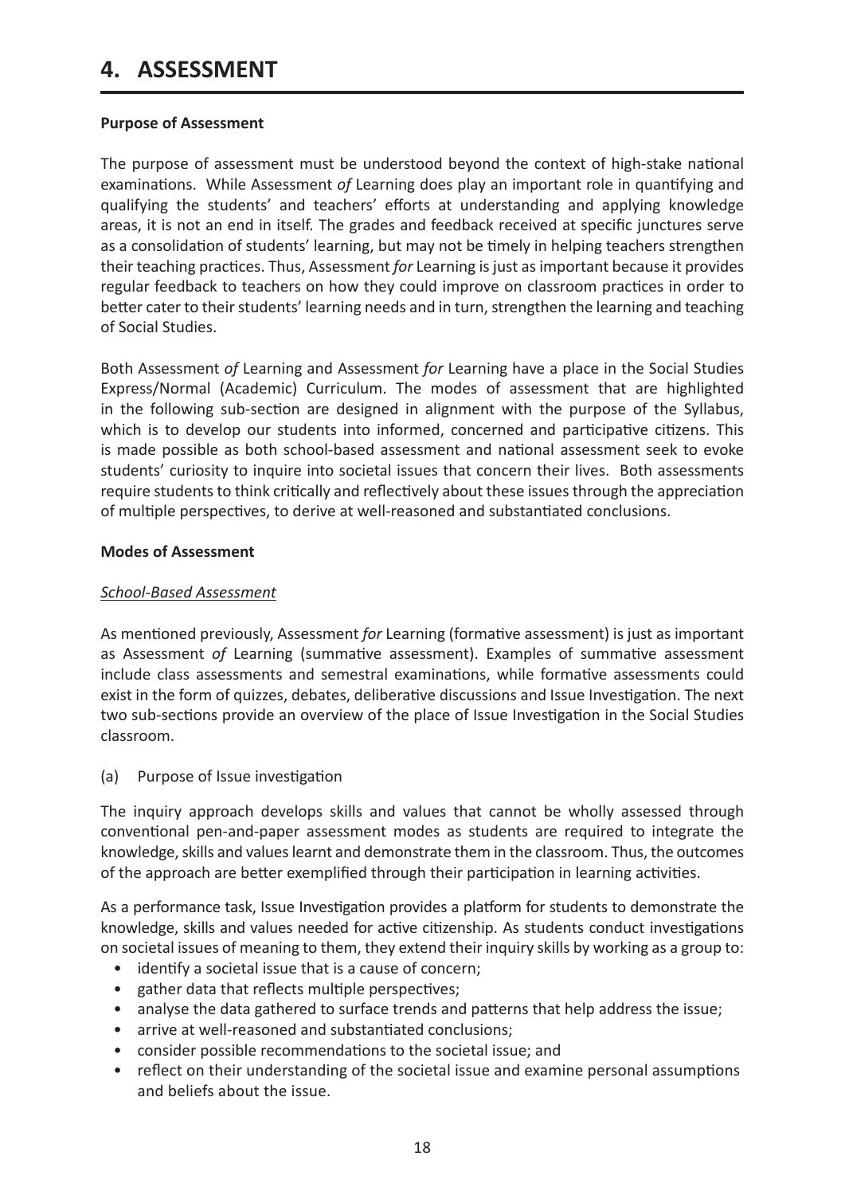# 4. ASSESSMENT

**Purpose of Assessment**

The purpose of assessment must be understood beyond the context of high-stake national examinations. While Assessment *of* Learning does play an important role in quantifying and qualifying the students' and teachers' efforts at understanding and applying knowledge areas, it is not an end in itself. The grades and feedback received at specific junctures serve as a consolidation of students' learning, but may not be timely in helping teachers strengthen their teaching practices. Thus, Assessment *for* Learning is just as important because it provides regular feedback to teachers on how they could improve on classroom practices in order to better cater to their students' learning needs and in turn, strengthen the learning and teaching of Social Studies.

Both Assessment *of* Learning and Assessment *for* Learning have a place in the Social Studies Express/Normal (Academic) Curriculum. The modes of assessment that are highlighted in the following sub-section are designed in alignment with the purpose of the Syllabus, which is to develop our students into informed, concerned and participative citizens. This is made possible as both school-based assessment and national assessment seek to evoke students' curiosity to inquire into societal issues that concern their lives. Both assessments require students to think critically and reflectively about these issues through the appreciation of multiple perspectives, to derive at well-reasoned and substantiated conclusions.

**Modes of Assessment**

*School-Based Assessment*

As mentioned previously, Assessment *for* Learning (formative assessment) is just as important as Assessment *of* Learning (summative assessment). Examples of summative assessment include class assessments and semestral examinations, while formative assessments could exist in the form of quizzes, debates, deliberative discussions and Issue Investigation. The next two sub-sections provide an overview of the place of Issue Investigation in the Social Studies classroom.

(a) Purpose of Issue investigation

The inquiry approach develops skills and values that cannot be wholly assessed through conventional pen-and-paper assessment modes as students are required to integrate the knowledge, skills and values learnt and demonstrate them in the classroom. Thus, the outcomes of the approach are better exemplified through their participation in learning activities.

As a performance task, Issue Investigation provides a platform for students to demonstrate the knowledge, skills and values needed for active citizenship. As students conduct investigations on societal issues of meaning to them, they extend their inquiry skills by working as a group to:

- identify a societal issue that is a cause of concern;
- gather data that reflects multiple perspectives;
- analyse the data gathered to surface trends and patterns that help address the issue;
- arrive at well-reasoned and substantiated conclusions;
- consider possible recommendations to the societal issue; and
- reflect on their understanding of the societal issue and examine personal assumptions and beliefs about the issue.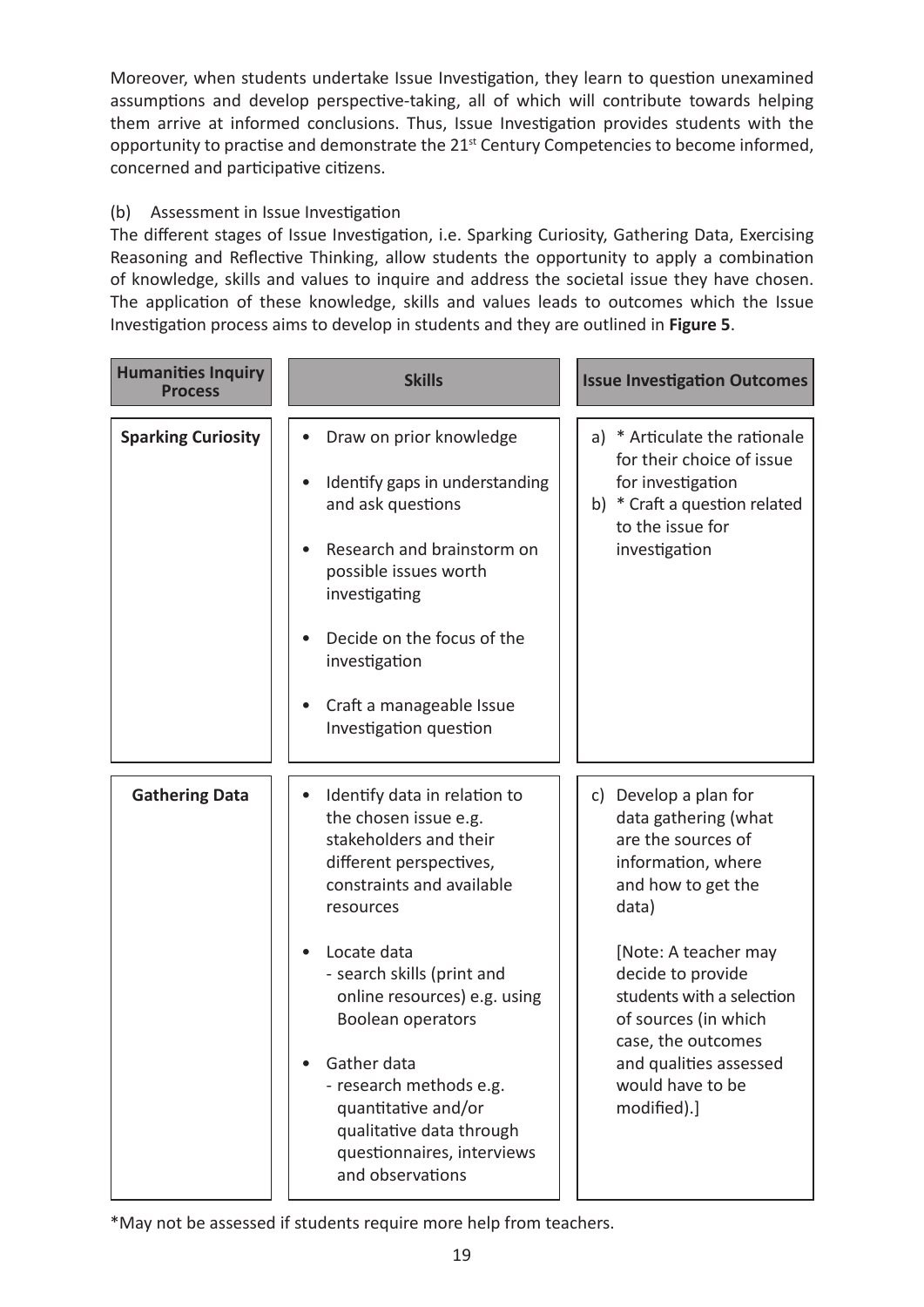Moreover, when students undertake Issue Investigation, they learn to question unexamined assumptions and develop perspective-taking, all of which will contribute towards helping them arrive at informed conclusions. Thus, Issue Investigation provides students with the opportunity to practise and demonstrate the 21st Century Competencies to become informed, concerned and participative citizens.

(b) Assessment in Issue Investigation

The different stages of Issue Investigation, i.e. Sparking Curiosity, Gathering Data, Exercising Reasoning and Reflective Thinking, allow students the opportunity to apply a combination of knowledge, skills and values to inquire and address the societal issue they have chosen. The application of these knowledge, skills and values leads to outcomes which the Issue Investigation process aims to develop in students and they are outlined in **Figure 5**.

| Humanities Inquiry Process | Skills | Issue Investigation Outcomes |
|---|---|---|
| **Sparking Curiosity** | • Draw on prior knowledge<br>• Identify gaps in understanding and ask questions<br>• Research and brainstorm on possible issues worth investigating<br>• Decide on the focus of the investigation<br>• Craft a manageable Issue Investigation question | a) * Articulate the rationale for their choice of issue for investigation<br>b) * Craft a question related to the issue for investigation |
| **Gathering Data** | • Identify data in relation to the chosen issue e.g. stakeholders and their different perspectives, constraints and available resources<br>• Locate data<br>- search skills (print and online resources) e.g. using Boolean operators<br>• Gather data<br>- research methods e.g. quantitative and/or qualitative data through questionnaires, interviews and observations | c) Develop a plan for data gathering (what are the sources of information, where and how to get the data)<br><br>[Note: A teacher may decide to provide students with a selection of sources (in which case, the outcomes and qualities assessed would have to be modified).] |

*May not be assessed if students require more help from teachers.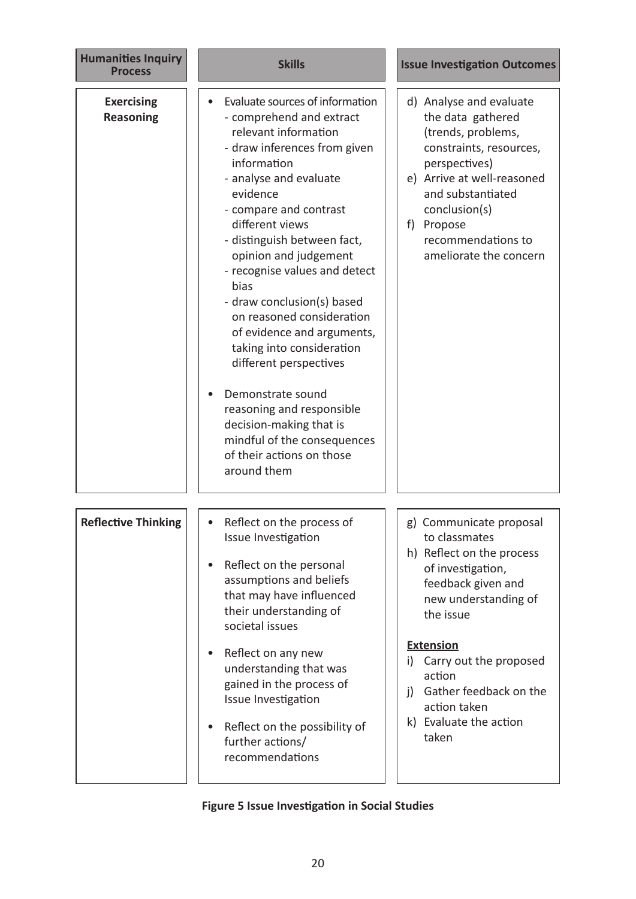| Humanities Inquiry Process | Skills | Issue Investigation Outcomes |
|---|---|---|
| **Exercising Reasoning** | • Evaluate sources of information<br>- comprehend and extract relevant information<br>- draw inferences from given information<br>- analyse and evaluate evidence<br>- compare and contrast different views<br>- distinguish between fact, opinion and judgement<br>- recognise values and detect bias<br>- draw conclusion(s) based on reasoned consideration of evidence and arguments, taking into consideration different perspectives<br><br>• Demonstrate sound reasoning and responsible decision-making that is mindful of the consequences of their actions on those around them | d) Analyse and evaluate the data gathered (trends, problems, constraints, resources, perspectives)<br>e) Arrive at well-reasoned and substantiated conclusion(s)<br>f) Propose recommendations to ameliorate the concern |
| **Reflective Thinking** | • Reflect on the process of Issue Investigation<br><br>• Reflect on the personal assumptions and beliefs that may have influenced their understanding of societal issues<br><br>• Reflect on any new understanding that was gained in the process of Issue Investigation<br><br>• Reflect on the possibility of further actions/ recommendations | g) Communicate proposal to classmates<br>h) Reflect on the process of investigation, feedback given and new understanding of the issue<br><br>**Extension**<br>i) Carry out the proposed action<br>j) Gather feedback on the action taken<br>k) Evaluate the action taken |

**Figure 5 Issue Investigation in Social Studies**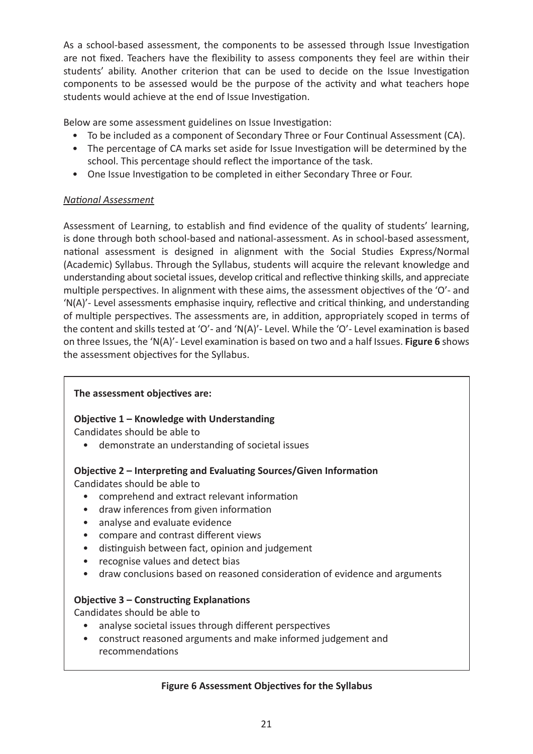As a school-based assessment, the components to be assessed through Issue Investigation are not fixed. Teachers have the flexibility to assess components they feel are within their students' ability. Another criterion that can be used to decide on the Issue Investigation components to be assessed would be the purpose of the activity and what teachers hope students would achieve at the end of Issue Investigation.

Below are some assessment guidelines on Issue Investigation:

- To be included as a component of Secondary Three or Four Continual Assessment (CA).
- The percentage of CA marks set aside for Issue Investigation will be determined by the school. This percentage should reflect the importance of the task.
- One Issue Investigation to be completed in either Secondary Three or Four.

*National Assessment*

Assessment of Learning, to establish and find evidence of the quality of students' learning, is done through both school-based and national-assessment. As in school-based assessment, national assessment is designed in alignment with the Social Studies Express/Normal (Academic) Syllabus. Through the Syllabus, students will acquire the relevant knowledge and understanding about societal issues, develop critical and reflective thinking skills, and appreciate multiple perspectives. In alignment with these aims, the assessment objectives of the 'O'- and 'N(A)'- Level assessments emphasise inquiry, reflective and critical thinking, and understanding of multiple perspectives. The assessments are, in addition, appropriately scoped in terms of the content and skills tested at 'O'- and 'N(A)'- Level. While the 'O'- Level examination is based on three Issues, the 'N(A)'- Level examination is based on two and a half Issues. **Figure 6** shows the assessment objectives for the Syllabus.

**The assessment objectives are:**

**Objective 1 – Knowledge with Understanding**

Candidates should be able to

- demonstrate an understanding of societal issues

**Objective 2 – Interpreting and Evaluating Sources/Given Information**

Candidates should be able to

- comprehend and extract relevant information
- draw inferences from given information
- analyse and evaluate evidence
- compare and contrast different views
- distinguish between fact, opinion and judgement
- recognise values and detect bias
- draw conclusions based on reasoned consideration of evidence and arguments

**Objective 3 – Constructing Explanations**

Candidates should be able to

- analyse societal issues through different perspectives
- construct reasoned arguments and make informed judgement and recommendations

**Figure 6 Assessment Objectives for the Syllabus**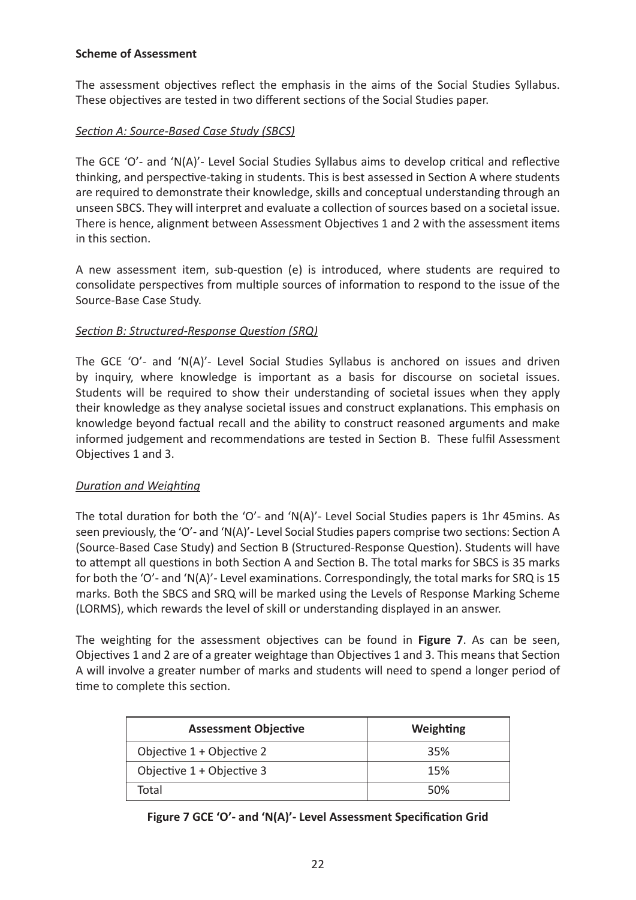**Scheme of Assessment**

The assessment objectives reflect the emphasis in the aims of the Social Studies Syllabus. These objectives are tested in two different sections of the Social Studies paper.

*Section A: Source-Based Case Study (SBCS)*

The GCE 'O'- and 'N(A)'- Level Social Studies Syllabus aims to develop critical and reflective thinking, and perspective-taking in students. This is best assessed in Section A where students are required to demonstrate their knowledge, skills and conceptual understanding through an unseen SBCS. They will interpret and evaluate a collection of sources based on a societal issue. There is hence, alignment between Assessment Objectives 1 and 2 with the assessment items in this section.

A new assessment item, sub-question (e) is introduced, where students are required to consolidate perspectives from multiple sources of information to respond to the issue of the Source-Base Case Study.

*Section B: Structured-Response Question (SRQ)*

The GCE 'O'- and 'N(A)'- Level Social Studies Syllabus is anchored on issues and driven by inquiry, where knowledge is important as a basis for discourse on societal issues. Students will be required to show their understanding of societal issues when they apply their knowledge as they analyse societal issues and construct explanations. This emphasis on knowledge beyond factual recall and the ability to construct reasoned arguments and make informed judgement and recommendations are tested in Section B. These fulfil Assessment Objectives 1 and 3.

*Duration and Weighting*

The total duration for both the 'O'- and 'N(A)'- Level Social Studies papers is 1hr 45mins. As seen previously, the 'O'- and 'N(A)'- Level Social Studies papers comprise two sections: Section A (Source-Based Case Study) and Section B (Structured-Response Question). Students will have to attempt all questions in both Section A and Section B. The total marks for SBCS is 35 marks for both the 'O'- and 'N(A)'- Level examinations. Correspondingly, the total marks for SRQ is 15 marks. Both the SBCS and SRQ will be marked using the Levels of Response Marking Scheme (LORMS), which rewards the level of skill or understanding displayed in an answer.

The weighting for the assessment objectives can be found in **Figure 7**. As can be seen, Objectives 1 and 2 are of a greater weightage than Objectives 1 and 3. This means that Section A will involve a greater number of marks and students will need to spend a longer period of time to complete this section.

| Assessment Objective | Weighting |
|---|---|
| Objective 1 + Objective 2 | 35% |
| Objective 1 + Objective 3 | 15% |
| Total | 50% |

**Figure 7 GCE 'O'- and 'N(A)'- Level Assessment Specification Grid**